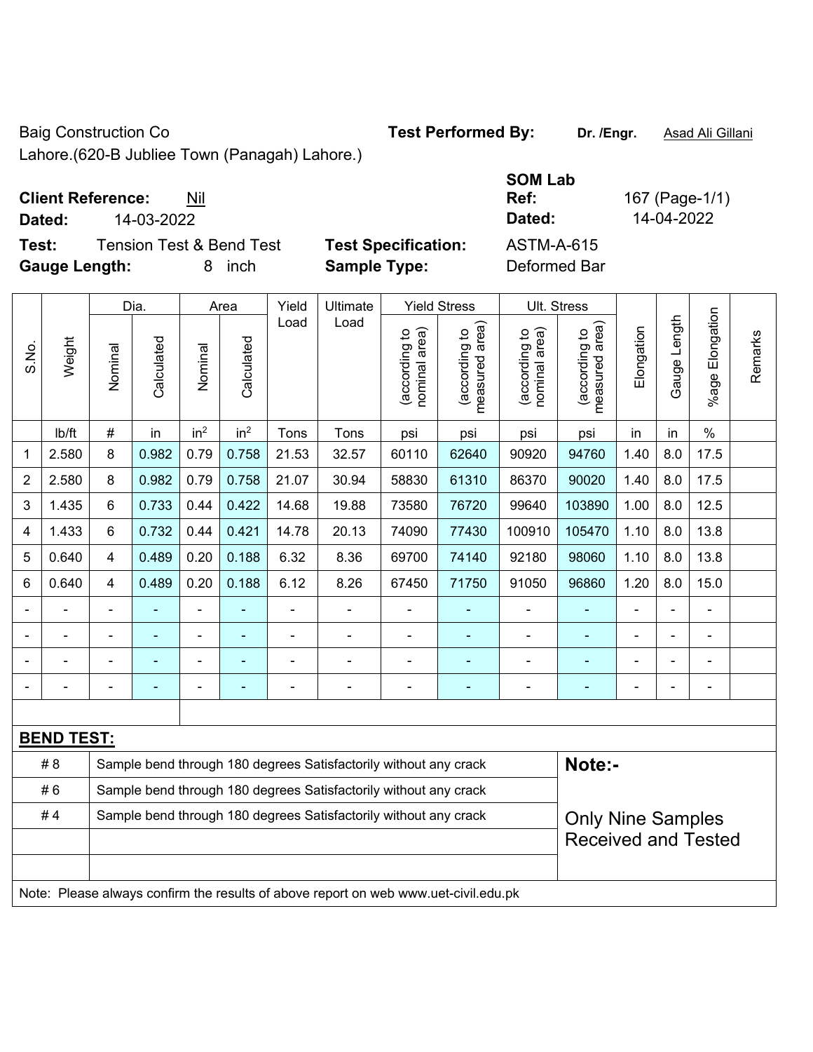Baig Construction Co
Lahore.(620-B Jubliee Town (Panagah) Lahore.)

**Test Performed By:** **Dr. /Engr.** Asad Ali Gillani

**Client Reference:** Nil
**Dated:** 14-03-2022

**SOM Lab Ref:** 167 (Page-1/1)
**Dated:** 14-04-2022

**Test:** Tension Test & Bend Test
**Gauge Length:** 8 inch

**Test Specification:** ASTM-A-615
**Sample Type:** Deformed Bar

| S.No. | Weight | Dia. | | Area | | Yield Load | Ultimate Load | Yield Stress | | Ult. Stress | | Elongation | Gauge Length | %age Elongation | Remarks |
|---|---|---|---|---|---|---|---|---|---|---|---|---|---|---|---|
| | | Nominal | Calculated | Nominal | Calculated | | | (according to nominal area) | (according to measured area) | (according to nominal area) | (according to measured area) | | | | |
| | lb/ft | # | in | $in^2$ | $in^2$ | Tons | Tons | psi | psi | psi | psi | in | in | % | |
| 1 | 2.580 | 8 | 0.982 | 0.79 | 0.758 | 21.53 | 32.57 | 60110 | 62640 | 90920 | 94760 | 1.40 | 8.0 | 17.5 | |
| 2 | 2.580 | 8 | 0.982 | 0.79 | 0.758 | 21.07 | 30.94 | 58830 | 61310 | 86370 | 90020 | 1.40 | 8.0 | 17.5 | |
| 3 | 1.435 | 6 | 0.733 | 0.44 | 0.422 | 14.68 | 19.88 | 73580 | 76720 | 99640 | 103890 | 1.00 | 8.0 | 12.5 | |
| 4 | 1.433 | 6 | 0.732 | 0.44 | 0.421 | 14.78 | 20.13 | 74090 | 77430 | 100910 | 105470 | 1.10 | 8.0 | 13.8 | |
| 5 | 0.640 | 4 | 0.489 | 0.20 | 0.188 | 6.32 | 8.36 | 69700 | 74140 | 92180 | 98060 | 1.10 | 8.0 | 13.8 | |
| 6 | 0.640 | 4 | 0.489 | 0.20 | 0.188 | 6.12 | 8.26 | 67450 | 71750 | 91050 | 96860 | 1.20 | 8.0 | 15.0 | |
| - | - | - | - | - | - | - | - | - | - | - | - | - | - | - | |
| - | - | - | - | - | - | - | - | - | - | - | - | - | - | - | |
| - | - | - | - | - | - | - | - | - | - | - | - | - | - | - | |
| - | - | - | - | - | - | - | - | - | - | - | - | - | - | - | |

**BEND TEST:**

| | | |
|---|---|---|
| # 8 | Sample bend through 180 degrees Satisfactorily without any crack | **Note:-** |
| # 6 | Sample bend through 180 degrees Satisfactorily without any crack | |
| # 4 | Sample bend through 180 degrees Satisfactorily without any crack | Only Nine Samples Received and Tested |

Note: Please always confirm the results of above report on web www.uet-civil.edu.pk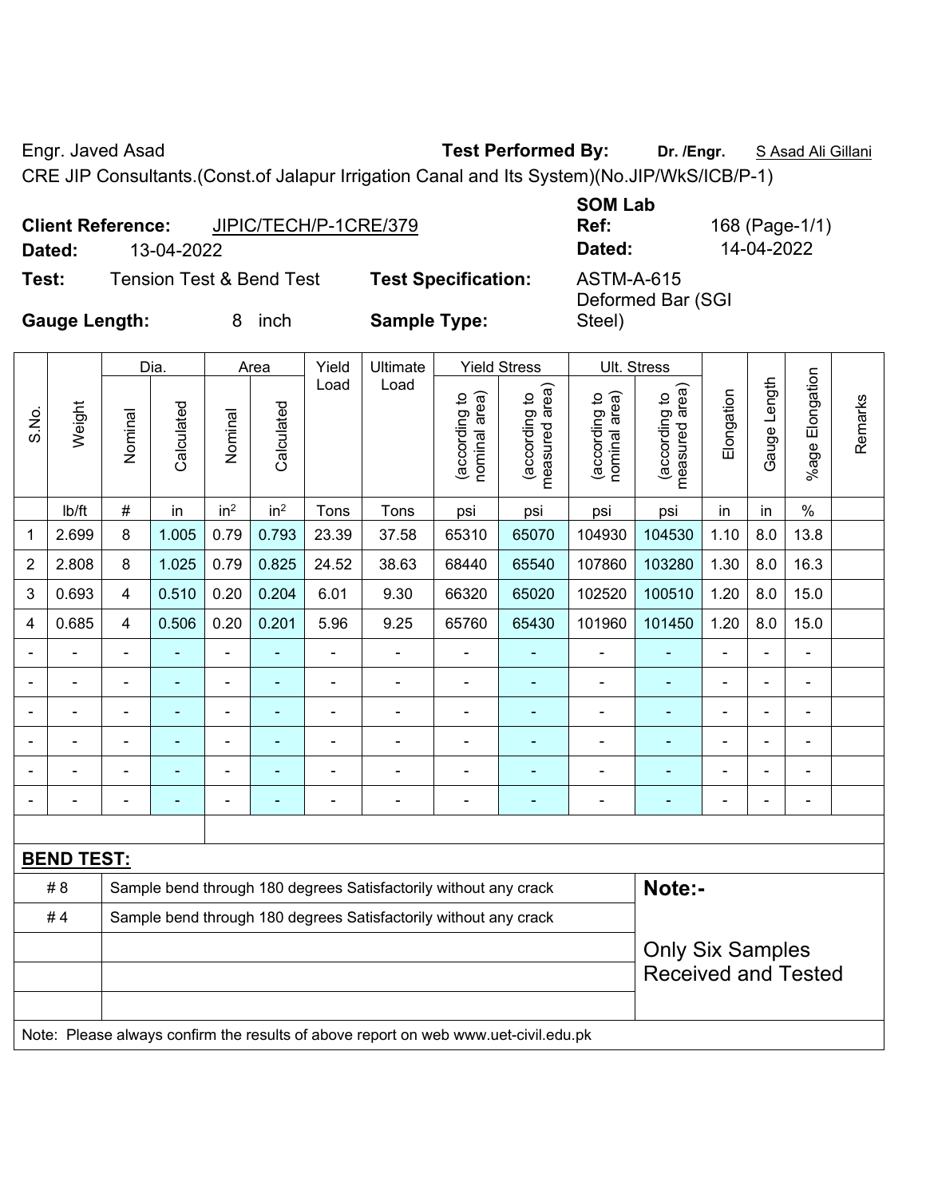Engr. Javed Asad **Test Performed By:** **Dr. /Engr.** S Asad Ali Gillani

CRE JIP Consultants.(Const.of Jalapur Irrigation Canal and Its System)(No.JIP/WkS/ICB/P-1)

**Client Reference:** JIPIC/TECH/P-1CRE/379

**Dated:** 13-04-2022

**SOM Lab Ref:** 168 (Page-1/1)

**Dated:** 14-04-2022

**Test:** Tension Test & Bend Test **Test Specification:** ASTM-A-615

**Gauge Length:** 8 inch **Sample Type:** Deformed Bar (SGI Steel)

| S.No. | Weight | Dia. | | Area | | Yield Load | Ultimate Load | Yield Stress | | Ult. Stress | | Elongation | Gauge Length | %age Elongation | Remarks |
|---|---|---|---|---|---|---|---|---|---|---|---|---|---|---|---|
| | | Nominal | Calculated | Nominal | Calculated | | | (according to nominal area) | (according to measured area) | (according to nominal area) | (according to measured area) | | | | |
| | lb/ft | # | in | in$^2$ | in$^2$ | Tons | Tons | psi | psi | psi | psi | in | in | % | |
| 1 | 2.699 | 8 | 1.005 | 0.79 | 0.793 | 23.39 | 37.58 | 65310 | 65070 | 104930 | 104530 | 1.10 | 8.0 | 13.8 | |
| 2 | 2.808 | 8 | 1.025 | 0.79 | 0.825 | 24.52 | 38.63 | 68440 | 65540 | 107860 | 103280 | 1.30 | 8.0 | 16.3 | |
| 3 | 0.693 | 4 | 0.510 | 0.20 | 0.204 | 6.01 | 9.30 | 66320 | 65020 | 102520 | 100510 | 1.20 | 8.0 | 15.0 | |
| 4 | 0.685 | 4 | 0.506 | 0.20 | 0.201 | 5.96 | 9.25 | 65760 | 65430 | 101960 | 101450 | 1.20 | 8.0 | 15.0 | |
| - | - | - | - | - | - | - | - | - | - | - | - | - | - | - | |
| - | - | - | - | - | - | - | - | - | - | - | - | - | - | - | |
| - | - | - | - | - | - | - | - | - | - | - | - | - | - | - | |
| - | - | - | - | - | - | - | - | - | - | - | - | - | - | - | |
| - | - | - | - | - | - | - | - | - | - | - | - | - | - | - | |
| - | - | - | - | - | - | - | - | - | - | - | - | - | - | - | |

**BEND TEST:**

| | |
|---|---|
| # 8 | Sample bend through 180 degrees Satisfactorily without any crack |
| # 4 | Sample bend through 180 degrees Satisfactorily without any crack |

**Note:-**

Only Six Samples Received and Tested

Note: Please always confirm the results of above report on web www.uet-civil.edu.pk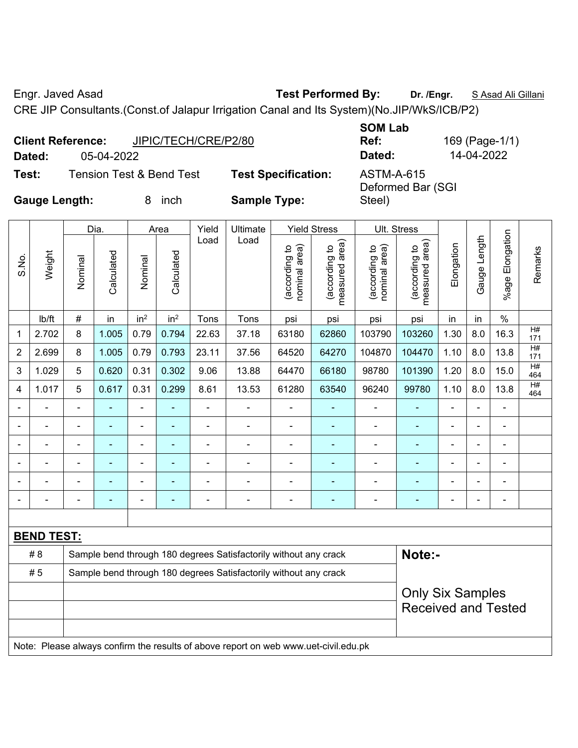Engr. Javed Asad **Test Performed By:** **Dr. /Engr.** S Asad Ali Gillani

CRE JIP Consultants.(Const.of Jalapur Irrigation Canal and Its System)(No.JIP/WkS/ICB/P2)

**Client Reference:** JIPIC/TECH/CRE/P2/80 **SOM Lab Ref:** 169 (Page-1/1)

**Dated:** 05-04-2022 **Dated:** 14-04-2022

**Test:** Tension Test & Bend Test **Test Specification:** ASTM-A-615

**Gauge Length:** 8 inch **Sample Type:** Deformed Bar (SGI Steel)

| S.No. | Weight | Dia. | | Area | | Yield Load | Ultimate Load | Yield Stress | | Ult. Stress | | Elongation | Gauge Length | %age Elongation | Remarks |
|---|---|---|---|---|---|---|---|---|---|---|---|---|---|---|---|
| | | Nominal | Calculated | Nominal | Calculated | | | (according to nominal area) | (according to measured area) | (according to nominal area) | (according to measured area) | | | | |
| | lb/ft | # | in | in² | in² | Tons | Tons | psi | psi | psi | psi | in | in | % | |
| 1 | 2.702 | 8 | 1.005 | 0.79 | 0.794 | 22.63 | 37.18 | 63180 | 62860 | 103790 | 103260 | 1.30 | 8.0 | 16.3 | H# 171 |
| 2 | 2.699 | 8 | 1.005 | 0.79 | 0.793 | 23.11 | 37.56 | 64520 | 64270 | 104870 | 104470 | 1.10 | 8.0 | 13.8 | H# 171 |
| 3 | 1.029 | 5 | 0.620 | 0.31 | 0.302 | 9.06 | 13.88 | 64470 | 66180 | 98780 | 101390 | 1.20 | 8.0 | 15.0 | H# 464 |
| 4 | 1.017 | 5 | 0.617 | 0.31 | 0.299 | 8.61 | 13.53 | 61280 | 63540 | 96240 | 99780 | 1.10 | 8.0 | 13.8 | H# 464 |
| - | - | - | - | - | - | - | - | - | - | - | - | - | - | - | |
| - | - | - | - | - | - | - | - | - | - | - | - | - | - | - | |
| - | - | - | - | - | - | - | - | - | - | - | - | - | - | - | |
| - | - | - | - | - | - | - | - | - | - | - | - | - | - | - | |
| - | - | - | - | - | - | - | - | - | - | - | - | - | - | - | |
| - | - | - | - | - | - | - | - | - | - | - | - | - | - | - | |

**BEND TEST:**

| | |
|---|---|
| # 8 | Sample bend through 180 degrees Satisfactorily without any crack |
| # 5 | Sample bend through 180 degrees Satisfactorily without any crack |

**Note:-**

Only Six Samples Received and Tested

Note: Please always confirm the results of above report on web www.uet-civil.edu.pk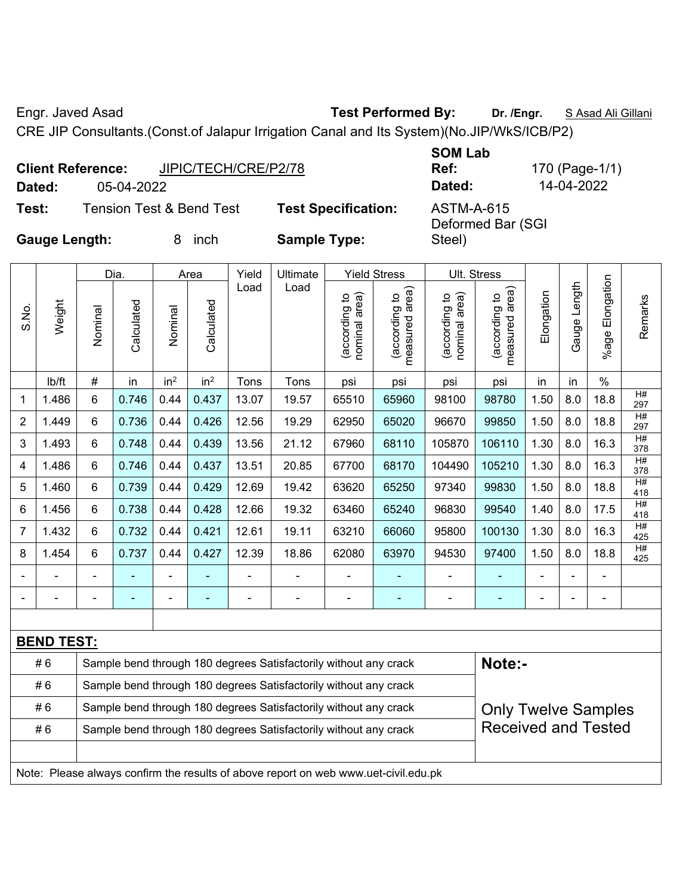Engr. Javed Asad **Test Performed By:** **Dr. /Engr.** S Asad Ali Gillani

CRE JIP Consultants.(Const.of Jalapur Irrigation Canal and Its System)(No.JIP/WkS/ICB/P2)

**Client Reference:** JIPIC/TECH/CRE/P2/78 **SOM Lab Ref:** 170 (Page-1/1)

**Dated:** 05-04-2022 **Dated:** 14-04-2022

**Test:** Tension Test & Bend Test **Test Specification:** ASTM-A-615

**Gauge Length:** 8 inch **Sample Type:** Deformed Bar (SGI Steel)

| S.No. | Weight | Dia. | | Area | | Yield Load | Ultimate Load | Yield Stress | | Ult. Stress | | Elongation | Gauge Length | %age Elongation | Remarks |
|---|---|---|---|---|---|---|---|---|---|---|---|---|---|---|---|
| | | Nominal | Calculated | Nominal | Calculated | | | (according to nominal area) | (according to measured area) | (according to nominal area) | (according to measured area) | | | | |
| | lb/ft | # | in | in² | in² | Tons | Tons | psi | psi | psi | psi | in | in | % | |
| 1 | 1.486 | 6 | 0.746 | 0.44 | 0.437 | 13.07 | 19.57 | 65510 | 65960 | 98100 | 98780 | 1.50 | 8.0 | 18.8 | H# 297 |
| 2 | 1.449 | 6 | 0.736 | 0.44 | 0.426 | 12.56 | 19.29 | 62950 | 65020 | 96670 | 99850 | 1.50 | 8.0 | 18.8 | H# 297 |
| 3 | 1.493 | 6 | 0.748 | 0.44 | 0.439 | 13.56 | 21.12 | 67960 | 68110 | 105870 | 106110 | 1.30 | 8.0 | 16.3 | H# 378 |
| 4 | 1.486 | 6 | 0.746 | 0.44 | 0.437 | 13.51 | 20.85 | 67700 | 68170 | 104490 | 105210 | 1.30 | 8.0 | 16.3 | H# 378 |
| 5 | 1.460 | 6 | 0.739 | 0.44 | 0.429 | 12.69 | 19.42 | 63620 | 65250 | 97340 | 99830 | 1.50 | 8.0 | 18.8 | H# 418 |
| 6 | 1.456 | 6 | 0.738 | 0.44 | 0.428 | 12.66 | 19.32 | 63460 | 65240 | 96830 | 99540 | 1.40 | 8.0 | 17.5 | H# 418 |
| 7 | 1.432 | 6 | 0.732 | 0.44 | 0.421 | 12.61 | 19.11 | 63210 | 66060 | 95800 | 100130 | 1.30 | 8.0 | 16.3 | H# 425 |
| 8 | 1.454 | 6 | 0.737 | 0.44 | 0.427 | 12.39 | 18.86 | 62080 | 63970 | 94530 | 97400 | 1.50 | 8.0 | 18.8 | H# 425 |
| - | - | - | - | - | - | - | - | - | - | - | - | - | - | - | |
| - | - | - | - | - | - | - | - | - | - | - | - | - | - | - | |

**BEND TEST:**

| | | |
|---|---|---|
| # 6 | Sample bend through 180 degrees Satisfactorily without any crack | **Note:-** |
| # 6 | Sample bend through 180 degrees Satisfactorily without any crack | |
| # 6 | Sample bend through 180 degrees Satisfactorily without any crack | Only Twelve Samples Received and Tested |
| # 6 | Sample bend through 180 degrees Satisfactorily without any crack | |

Note: Please always confirm the results of above report on web www.uet-civil.edu.pk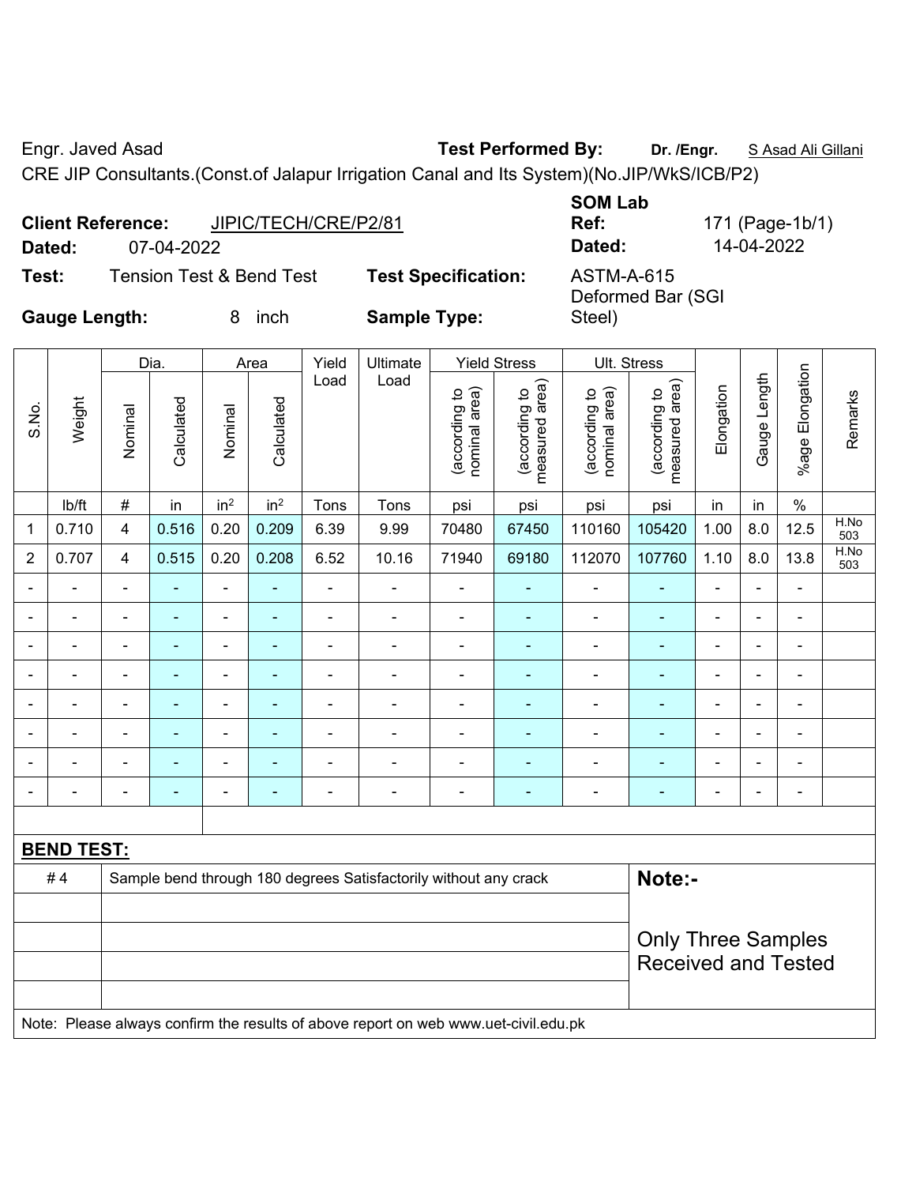Engr. Javed Asad

**Test Performed By:** **Dr. /Engr.** S Asad Ali Gillani

CRE JIP Consultants.(Const.of Jalapur Irrigation Canal and Its System)(No.JIP/WkS/ICB/P2)

**Client Reference:** JIPIC/TECH/CRE/P2/81

**Dated:** 07-04-2022

**SOM Lab Ref:** 171 (Page-1b/1)

**Dated:** 14-04-2022

**Test:** Tension Test & Bend Test

**Test Specification:** ASTM-A-615

**Gauge Length:** 8 inch

**Sample Type:** Deformed Bar (SGI Steel)

| S.No. | Weight | Dia. | | Area | | Yield Load | Ultimate Load | Yield Stress | | Ult. Stress | | Elongation | Gauge Length | %age Elongation | Remarks |
|---|---|---|---|---|---|---|---|---|---|---|---|---|---|---|---|
| | | Nominal | Calculated | Nominal | Calculated | | | (according to nominal area) | (according to measured area) | (according to nominal area) | (according to measured area) | | | | |
| | lb/ft | # | in | in$^2$ | in$^2$ | Tons | Tons | psi | psi | psi | psi | in | in | % | |
| 1 | 0.710 | 4 | 0.516 | 0.20 | 0.209 | 6.39 | 9.99 | 70480 | 67450 | 110160 | 105420 | 1.00 | 8.0 | 12.5 | H.No 503 |
| 2 | 0.707 | 4 | 0.515 | 0.20 | 0.208 | 6.52 | 10.16 | 71940 | 69180 | 112070 | 107760 | 1.10 | 8.0 | 13.8 | H.No 503 |
| - | - | - | - | - | - | - | - | - | - | - | - | - | - | - | |
| - | - | - | - | - | - | - | - | - | - | - | - | - | - | - | |
| - | - | - | - | - | - | - | - | - | - | - | - | - | - | - | |
| - | - | - | - | - | - | - | - | - | - | - | - | - | - | - | |
| - | - | - | - | - | - | - | - | - | - | - | - | - | - | - | |
| - | - | - | - | - | - | - | - | - | - | - | - | - | - | - | |
| - | - | - | - | - | - | - | - | - | - | - | - | - | - | - | |
| - | - | - | - | - | - | - | - | - | - | - | - | - | - | - | |

**BEND TEST:**

| | | |
|---|---|---|
| # 4 | Sample bend through 180 degrees Satisfactorily without any crack | **Note:-** |
| | | Only Three Samples Received and Tested |

Note: Please always confirm the results of above report on web www.uet-civil.edu.pk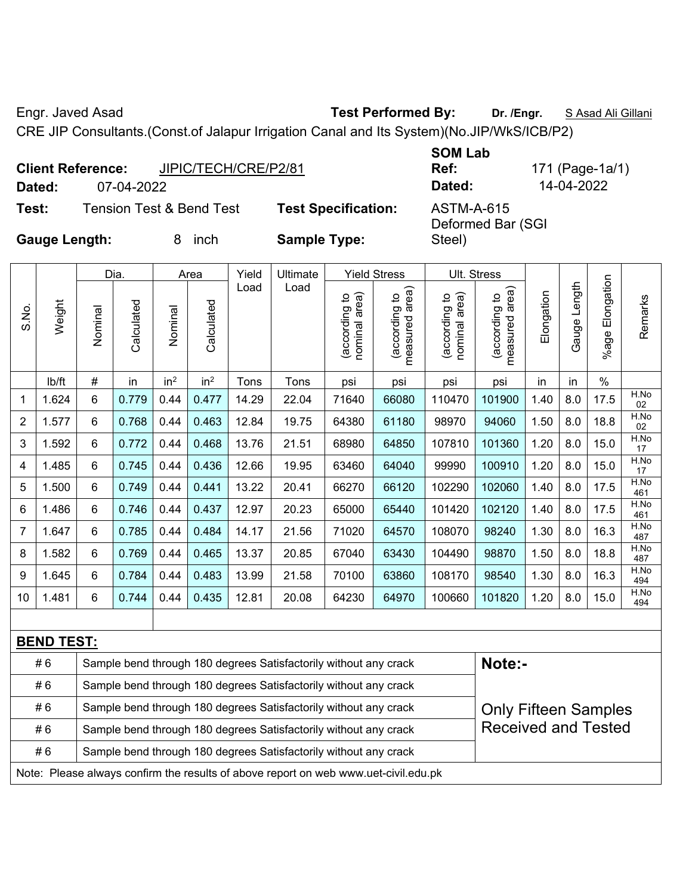Engr. Javed Asad **Test Performed By:** **Dr. /Engr.** S Asad Ali Gillani

CRE JIP Consultants.(Const.of Jalapur Irrigation Canal and Its System)(No.JIP/WkS/ICB/P2)

**Client Reference:** JIPIC/TECH/CRE/P2/81 **SOM Lab Ref:** 171 (Page-1a/1)

**Dated:** 07-04-2022 **Dated:** 14-04-2022

**Test:** Tension Test & Bend Test **Test Specification:** ASTM-A-615

**Gauge Length:** 8 inch **Sample Type:** Deformed Bar (SGI Steel)

| S.No. | Weight | Dia. | | Area | | Yield Load | Ultimate Load | Yield Stress | | Ult. Stress | | Elongation | Gauge Length | %age Elongation | Remarks |
|---|---|---|---|---|---|---|---|---|---|---|---|---|---|---|---|
| | | Nominal | Calculated | Nominal | Calculated | | | (according to nominal area) | (according to measured area) | (according to nominal area) | (according to measured area) | | | | |
| | lb/ft | # | in | in² | in² | Tons | Tons | psi | psi | psi | psi | in | in | % | |
| 1 | 1.624 | 6 | 0.779 | 0.44 | 0.477 | 14.29 | 22.04 | 71640 | 66080 | 110470 | 101900 | 1.40 | 8.0 | 17.5 | H.No 02 |
| 2 | 1.577 | 6 | 0.768 | 0.44 | 0.463 | 12.84 | 19.75 | 64380 | 61180 | 98970 | 94060 | 1.50 | 8.0 | 18.8 | H.No 02 |
| 3 | 1.592 | 6 | 0.772 | 0.44 | 0.468 | 13.76 | 21.51 | 68980 | 64850 | 107810 | 101360 | 1.20 | 8.0 | 15.0 | H.No 17 |
| 4 | 1.485 | 6 | 0.745 | 0.44 | 0.436 | 12.66 | 19.95 | 63460 | 64040 | 99990 | 100910 | 1.20 | 8.0 | 15.0 | H.No 17 |
| 5 | 1.500 | 6 | 0.749 | 0.44 | 0.441 | 13.22 | 20.41 | 66270 | 66120 | 102290 | 102060 | 1.40 | 8.0 | 17.5 | H.No 461 |
| 6 | 1.486 | 6 | 0.746 | 0.44 | 0.437 | 12.97 | 20.23 | 65000 | 65440 | 101420 | 102120 | 1.40 | 8.0 | 17.5 | H.No 461 |
| 7 | 1.647 | 6 | 0.785 | 0.44 | 0.484 | 14.17 | 21.56 | 71020 | 64570 | 108070 | 98240 | 1.30 | 8.0 | 16.3 | H.No 487 |
| 8 | 1.582 | 6 | 0.769 | 0.44 | 0.465 | 13.37 | 20.85 | 67040 | 63430 | 104490 | 98870 | 1.50 | 8.0 | 18.8 | H.No 487 |
| 9 | 1.645 | 6 | 0.784 | 0.44 | 0.483 | 13.99 | 21.58 | 70100 | 63860 | 108170 | 98540 | 1.30 | 8.0 | 16.3 | H.No 494 |
| 10 | 1.481 | 6 | 0.744 | 0.44 | 0.435 | 12.81 | 20.08 | 64230 | 64970 | 100660 | 101820 | 1.20 | 8.0 | 15.0 | H.No 494 |

**BEND TEST:**

| # | Result |
|---|---|
| # 6 | Sample bend through 180 degrees Satisfactorily without any crack |
| # 6 | Sample bend through 180 degrees Satisfactorily without any crack |
| # 6 | Sample bend through 180 degrees Satisfactorily without any crack |
| # 6 | Sample bend through 180 degrees Satisfactorily without any crack |
| # 6 | Sample bend through 180 degrees Satisfactorily without any crack |

**Note:-**

Only Fifteen Samples Received and Tested

Note: Please always confirm the results of above report on web www.uet-civil.edu.pk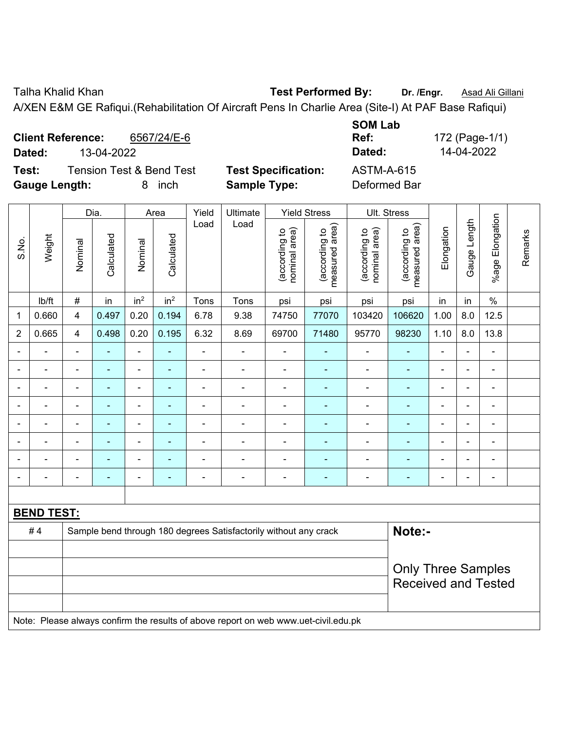Talha Khalid Khan **Test Performed By:** **Dr. /Engr.** Asad Ali Gillani

A/XEN E&M GE Rafiqui.(Rehabilitation Of Aircraft Pens In Charlie Area (Site-I) At PAF Base Rafiqui)

**Client Reference:** 6567/24/E-6 **SOM Lab Ref:** 172 (Page-1/1)

**Dated:** 13-04-2022 **Dated:** 14-04-2022

**Test:** Tension Test & Bend Test **Test Specification:** ASTM-A-615

**Gauge Length:** 8 inch **Sample Type:** Deformed Bar

| S.No. | Weight | Dia. | | Area | | Yield Load | Ultimate Load | Yield Stress | | Ult. Stress | | Elongation | Gauge Length | %age Elongation | Remarks |
|---|---|---|---|---|---|---|---|---|---|---|---|---|---|---|---|
| | | Nominal | Calculated | Nominal | Calculated | | | (according to nominal area) | (according to measured area) | (according to nominal area) | (according to measured area) | | | | |
| | lb/ft | # | in | in$^2$ | in$^2$ | Tons | Tons | psi | psi | psi | psi | in | in | % | |
| 1 | 0.660 | 4 | 0.497 | 0.20 | 0.194 | 6.78 | 9.38 | 74750 | 77070 | 103420 | 106620 | 1.00 | 8.0 | 12.5 | |
| 2 | 0.665 | 4 | 0.498 | 0.20 | 0.195 | 6.32 | 8.69 | 69700 | 71480 | 95770 | 98230 | 1.10 | 8.0 | 13.8 | |
| - | - | - | - | - | - | - | - | - | - | - | - | - | - | - | |
| - | - | - | - | - | - | - | - | - | - | - | - | - | - | - | |
| - | - | - | - | - | - | - | - | - | - | - | - | - | - | - | |
| - | - | - | - | - | - | - | - | - | - | - | - | - | - | - | |
| - | - | - | - | - | - | - | - | - | - | - | - | - | - | - | |
| - | - | - | - | - | - | - | - | - | - | - | - | - | - | - | |
| - | - | - | - | - | - | - | - | - | - | - | - | - | - | - | |
| - | - | - | - | - | - | - | - | - | - | - | - | - | - | - | |

**BEND TEST:**

| | | |
|---|---|---|
| # 4 | Sample bend through 180 degrees Satisfactorily without any crack | **Note:-** Only Three Samples Received and Tested |

Note: Please always confirm the results of above report on web www.uet-civil.edu.pk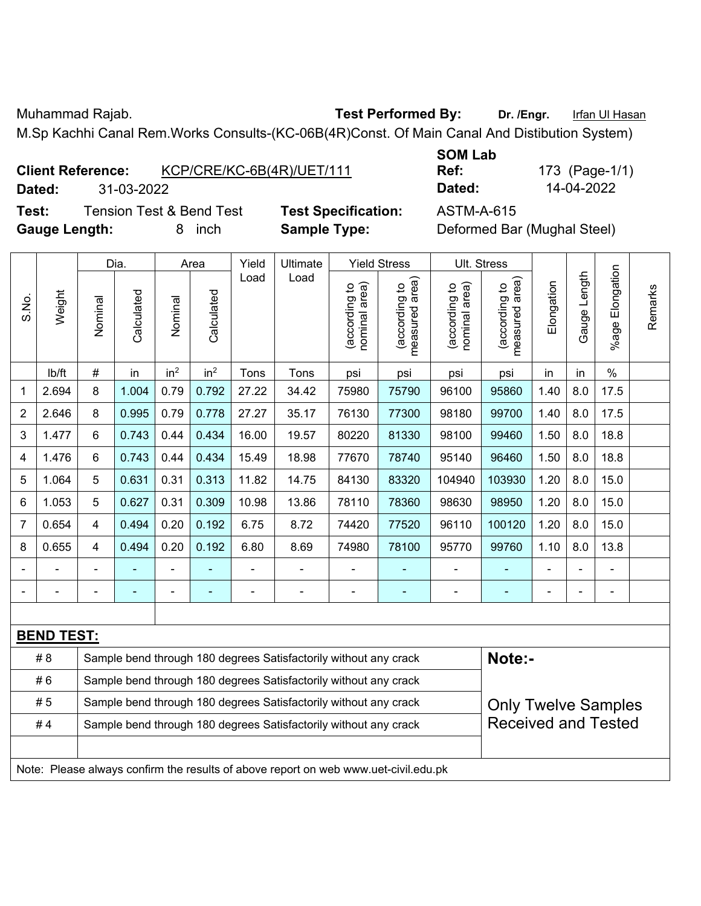Muhammad Rajab. **Test Performed By:** **Dr. /Engr.** Irfan Ul Hasan

M.Sp Kachhi Canal Rem.Works Consults-(KC-06B(4R)Const. Of Main Canal And Distibution System)

**Client Reference:** KCP/CRE/KC-6B(4R)/UET/111 **SOM Lab Ref:** 173 (Page-1/1)

**Dated:** 31-03-2022 **Dated:** 14-04-2022

**Test:** Tension Test & Bend Test **Test Specification:** ASTM-A-615

**Gauge Length:** 8 inch **Sample Type:** Deformed Bar (Mughal Steel)

| S.No. | Weight | Dia. | | Area | | Yield Load | Ultimate Load | Yield Stress | | Ult. Stress | | Elongation | Gauge Length | %age Elongation | Remarks |
|---|---|---|---|---|---|---|---|---|---|---|---|---|---|---|---|
| | | Nominal | Calculated | Nominal | Calculated | | | (according to nominal area) | (according to measured area) | (according to nominal area) | (according to measured area) | | | | |
| | lb/ft | # | in | in$^2$ | in$^2$ | Tons | Tons | psi | psi | psi | psi | in | in | % | |
| 1 | 2.694 | 8 | 1.004 | 0.79 | 0.792 | 27.22 | 34.42 | 75980 | 75790 | 96100 | 95860 | 1.40 | 8.0 | 17.5 | |
| 2 | 2.646 | 8 | 0.995 | 0.79 | 0.778 | 27.27 | 35.17 | 76130 | 77300 | 98180 | 99700 | 1.40 | 8.0 | 17.5 | |
| 3 | 1.477 | 6 | 0.743 | 0.44 | 0.434 | 16.00 | 19.57 | 80220 | 81330 | 98100 | 99460 | 1.50 | 8.0 | 18.8 | |
| 4 | 1.476 | 6 | 0.743 | 0.44 | 0.434 | 15.49 | 18.98 | 77670 | 78740 | 95140 | 96460 | 1.50 | 8.0 | 18.8 | |
| 5 | 1.064 | 5 | 0.631 | 0.31 | 0.313 | 11.82 | 14.75 | 84130 | 83320 | 104940 | 103930 | 1.20 | 8.0 | 15.0 | |
| 6 | 1.053 | 5 | 0.627 | 0.31 | 0.309 | 10.98 | 13.86 | 78110 | 78360 | 98630 | 98950 | 1.20 | 8.0 | 15.0 | |
| 7 | 0.654 | 4 | 0.494 | 0.20 | 0.192 | 6.75 | 8.72 | 74420 | 77520 | 96110 | 100120 | 1.20 | 8.0 | 15.0 | |
| 8 | 0.655 | 4 | 0.494 | 0.20 | 0.192 | 6.80 | 8.69 | 74980 | 78100 | 95770 | 99760 | 1.10 | 8.0 | 13.8 | |
| - | - | - | - | - | - | - | - | - | - | - | - | - | - | - | |
| - | - | - | - | - | - | - | - | - | - | - | - | - | - | - | |

**BEND TEST:**

| | | |
|---|---|---|
| # 8 | Sample bend through 180 degrees Satisfactorily without any crack | **Note:-** |
| # 6 | Sample bend through 180 degrees Satisfactorily without any crack | |
| # 5 | Sample bend through 180 degrees Satisfactorily without any crack | Only Twelve Samples Received and Tested |
| # 4 | Sample bend through 180 degrees Satisfactorily without any crack | |

Note: Please always confirm the results of above report on web www.uet-civil.edu.pk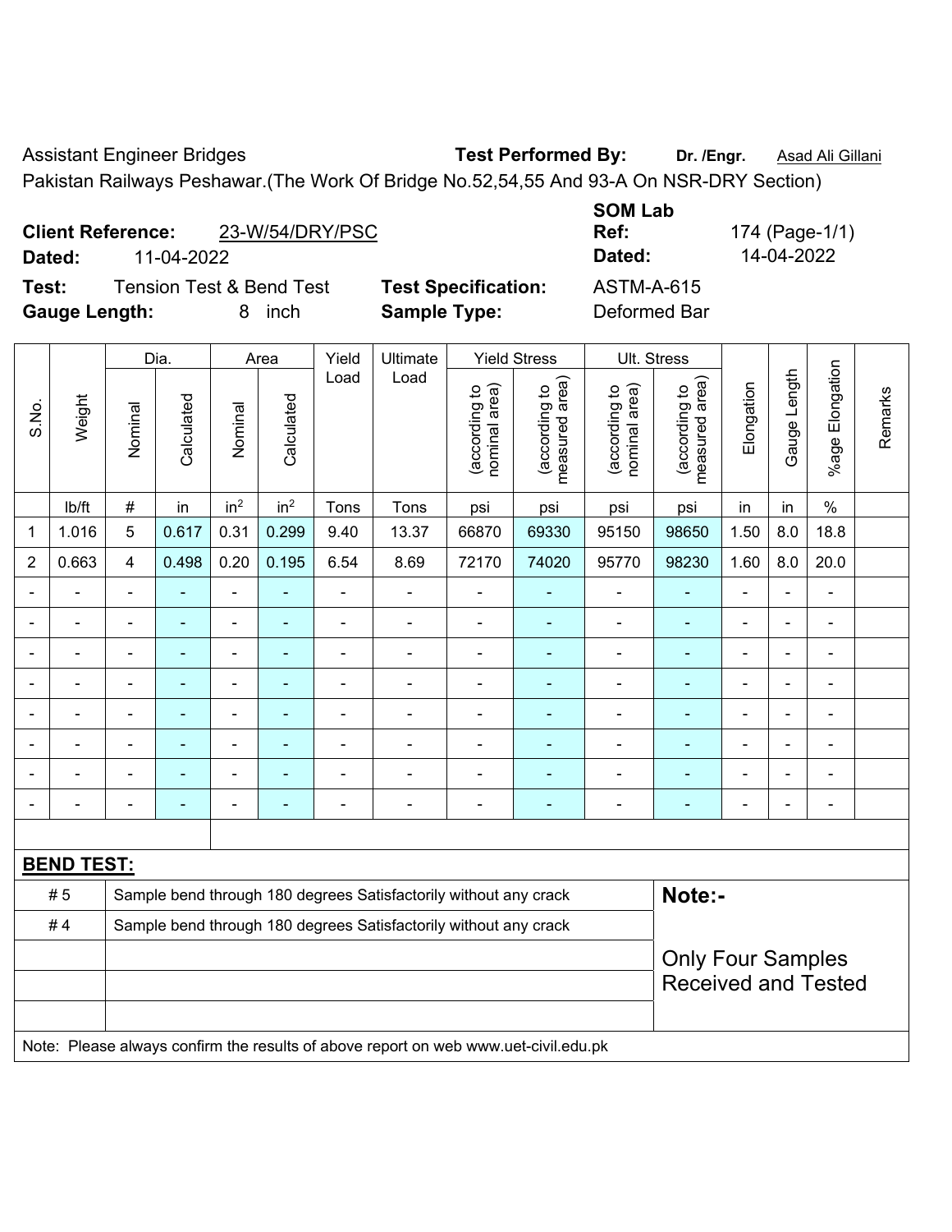Assistant Engineer Bridges **Test Performed By:** **Dr. /Engr.** Asad Ali Gillani

Pakistan Railways Peshawar.(The Work Of Bridge No.52,54,55 And 93-A On NSR-DRY Section)

**Client Reference:** 23-W/54/DRY/PSC
**Dated:** 11-04-2022

**SOM Lab Ref:** 174 (Page-1/1)
**Dated:** 14-04-2022

**Test:** Tension Test & Bend Test
**Test Specification:** ASTM-A-615
**Gauge Length:** 8 inch
**Sample Type:** Deformed Bar

| S.No. | Weight | Dia. | | Area | | Yield Load | Ultimate Load | Yield Stress | | Ult. Stress | | Elongation | Gauge Length | %age Elongation | Remarks |
|---|---|---|---|---|---|---|---|---|---|---|---|---|---|---|---|
| | | Nominal | Calculated | Nominal | Calculated | | | (according to nominal area) | (according to measured area) | (according to nominal area) | (according to measured area) | | | | |
| | lb/ft | # | in | in² | in² | Tons | Tons | psi | psi | psi | psi | in | in | % | |
| 1 | 1.016 | 5 | 0.617 | 0.31 | 0.299 | 9.40 | 13.37 | 66870 | 69330 | 95150 | 98650 | 1.50 | 8.0 | 18.8 | |
| 2 | 0.663 | 4 | 0.498 | 0.20 | 0.195 | 6.54 | 8.69 | 72170 | 74020 | 95770 | 98230 | 1.60 | 8.0 | 20.0 | |
| - | - | - | - | - | - | - | - | - | - | - | - | - | - | - | |
| - | - | - | - | - | - | - | - | - | - | - | - | - | - | - | |
| - | - | - | - | - | - | - | - | - | - | - | - | - | - | - | |
| - | - | - | - | - | - | - | - | - | - | - | - | - | - | - | |
| - | - | - | - | - | - | - | - | - | - | - | - | - | - | - | |
| - | - | - | - | - | - | - | - | - | - | - | - | - | - | - | |
| - | - | - | - | - | - | - | - | - | - | - | - | - | - | - | |
| - | - | - | - | - | - | - | - | - | - | - | - | - | - | - | |

**BEND TEST:**

| | |
|---|---|
| # 5 | Sample bend through 180 degrees Satisfactorily without any crack |
| # 4 | Sample bend through 180 degrees Satisfactorily without any crack |

**Note:-**

Only Four Samples Received and Tested

Note: Please always confirm the results of above report on web www.uet-civil.edu.pk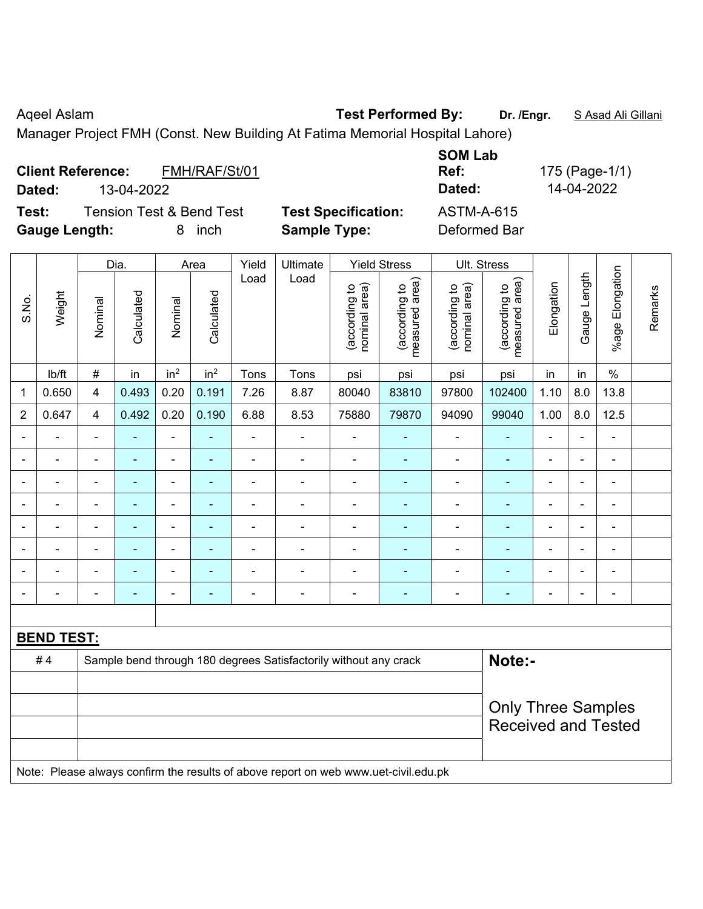Aqeel Aslam **Test Performed By:** **Dr. /Engr.** S Asad Ali Gillani

Manager Project FMH (Const. New Building At Fatima Memorial Hospital Lahore)

**Client Reference:** FMH/RAF/St/01 **SOM Lab Ref:** 175 (Page-1/1)

**Dated:** 13-04-2022 **Dated:** 14-04-2022

**Test:** Tension Test & Bend Test **Test Specification:** ASTM-A-615

**Gauge Length:** 8 inch **Sample Type:** Deformed Bar

| S.No. | Weight | Dia. | | Area | | Yield Load | Ultimate Load | Yield Stress | | Ult. Stress | | Elongation | Gauge Length | %age Elongation | Remarks |
|---|---|---|---|---|---|---|---|---|---|---|---|---|---|---|---|
| | | Nominal | Calculated | Nominal | Calculated | | | (according to nominal area) | (according to measured area) | (according to nominal area) | (according to measured area) | | | | |
| | lb/ft | # | in | in² | in² | Tons | Tons | psi | psi | psi | psi | in | in | % | |
| 1 | 0.650 | 4 | 0.493 | 0.20 | 0.191 | 7.26 | 8.87 | 80040 | 83810 | 97800 | 102400 | 1.10 | 8.0 | 13.8 | |
| 2 | 0.647 | 4 | 0.492 | 0.20 | 0.190 | 6.88 | 8.53 | 75880 | 79870 | 94090 | 99040 | 1.00 | 8.0 | 12.5 | |
| - | - | - | - | - | - | - | - | - | - | - | - | - | - | - | |
| - | - | - | - | - | - | - | - | - | - | - | - | - | - | - | |
| - | - | - | - | - | - | - | - | - | - | - | - | - | - | - | |
| - | - | - | - | - | - | - | - | - | - | - | - | - | - | - | |
| - | - | - | - | - | - | - | - | - | - | - | - | - | - | - | |
| - | - | - | - | - | - | - | - | - | - | - | - | - | - | - | |
| - | - | - | - | - | - | - | - | - | - | - | - | - | - | - | |
| - | - | - | - | - | - | - | - | - | - | - | - | - | - | - | |

**BEND TEST:**

| | | |
|---|---|---|
| # 4 | Sample bend through 180 degrees Satisfactorily without any crack | **Note:-** |
| | | Only Three Samples Received and Tested |

Note: Please always confirm the results of above report on web www.uet-civil.edu.pk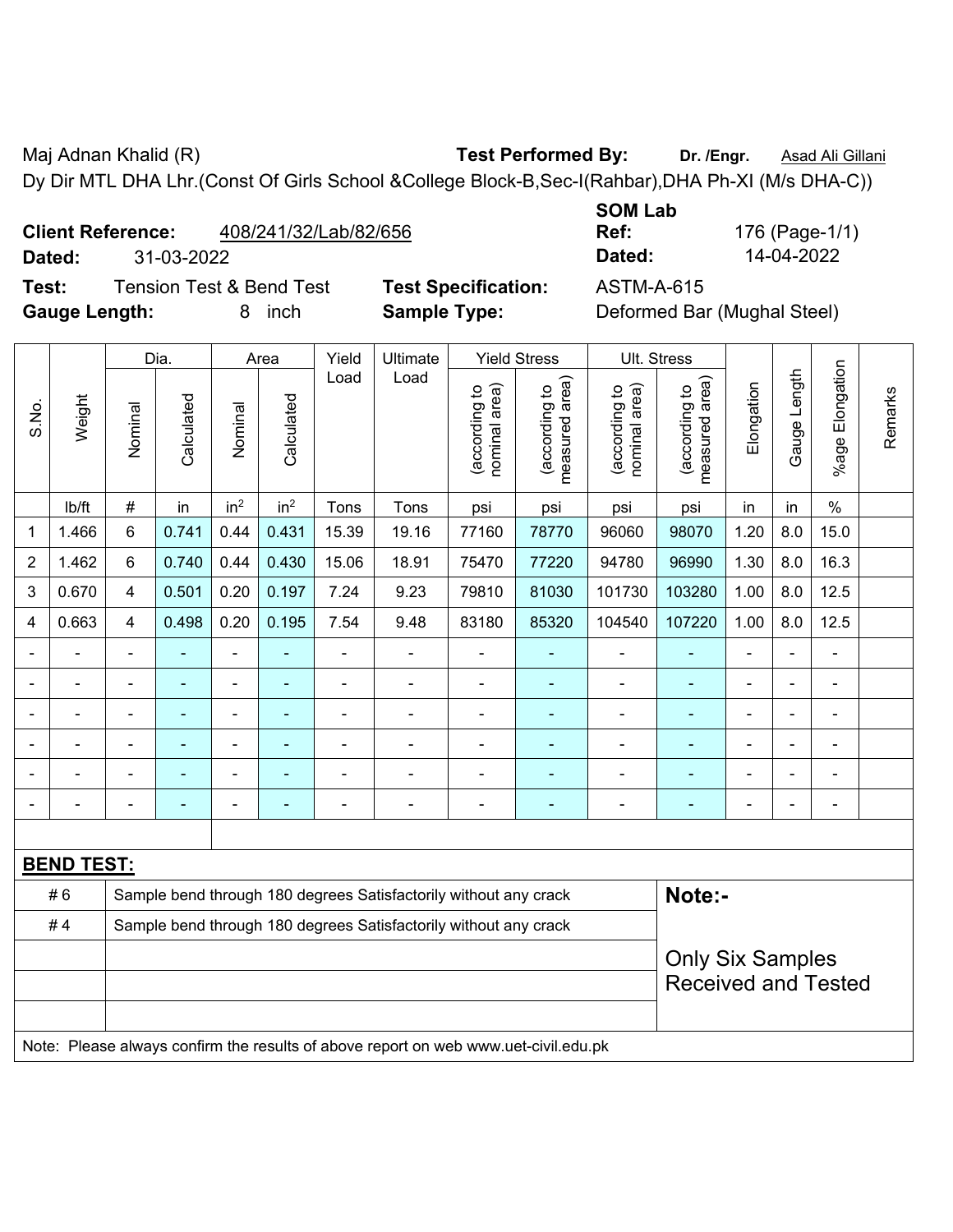Maj Adnan Khalid (R) **Test Performed By:** **Dr. /Engr.** Asad Ali Gillani

Dy Dir MTL DHA Lhr.(Const Of Girls School &College Block-B,Sec-I(Rahbar),DHA Ph-XI (M/s DHA-C))

**Client Reference:** 408/241/32/Lab/82/656 **SOM Lab Ref:** 176 (Page-1/1)

**Dated:** 31-03-2022 **Dated:** 14-04-2022

**Test:** Tension Test & Bend Test **Test Specification:** ASTM-A-615

**Gauge Length:** 8 inch **Sample Type:** Deformed Bar (Mughal Steel)

| S.No. | Weight | Dia. | | Area | | Yield Load | Ultimate Load | Yield Stress | | Ult. Stress | | Elongation | Gauge Length | %age Elongation | Remarks |
|---|---|---|---|---|---|---|---|---|---|---|---|---|---|---|---|
| | | Nominal | Calculated | Nominal | Calculated | | | (according to nominal area) | (according to measured area) | (according to nominal area) | (according to measured area) | | | | |
| | lb/ft | # | in | in$^2$ | in$^2$ | Tons | Tons | psi | psi | psi | psi | in | in | % | |
| 1 | 1.466 | 6 | 0.741 | 0.44 | 0.431 | 15.39 | 19.16 | 77160 | 78770 | 96060 | 98070 | 1.20 | 8.0 | 15.0 | |
| 2 | 1.462 | 6 | 0.740 | 0.44 | 0.430 | 15.06 | 18.91 | 75470 | 77220 | 94780 | 96990 | 1.30 | 8.0 | 16.3 | |
| 3 | 0.670 | 4 | 0.501 | 0.20 | 0.197 | 7.24 | 9.23 | 79810 | 81030 | 101730 | 103280 | 1.00 | 8.0 | 12.5 | |
| 4 | 0.663 | 4 | 0.498 | 0.20 | 0.195 | 7.54 | 9.48 | 83180 | 85320 | 104540 | 107220 | 1.00 | 8.0 | 12.5 | |
| - | - | - | - | - | - | - | - | - | - | - | - | - | - | - | |
| - | - | - | - | - | - | - | - | - | - | - | - | - | - | - | |
| - | - | - | - | - | - | - | - | - | - | - | - | - | - | - | |
| - | - | - | - | - | - | - | - | - | - | - | - | - | - | - | |
| - | - | - | - | - | - | - | - | - | - | - | - | - | - | - | |
| - | - | - | - | - | - | - | - | - | - | - | - | - | - | - | |

**BEND TEST:**

| | | |
|---|---|---|
| # 6 | Sample bend through 180 degrees Satisfactorily without any crack | **Note:-** |
| # 4 | Sample bend through 180 degrees Satisfactorily without any crack | Only Six Samples Received and Tested |

Note: Please always confirm the results of above report on web www.uet-civil.edu.pk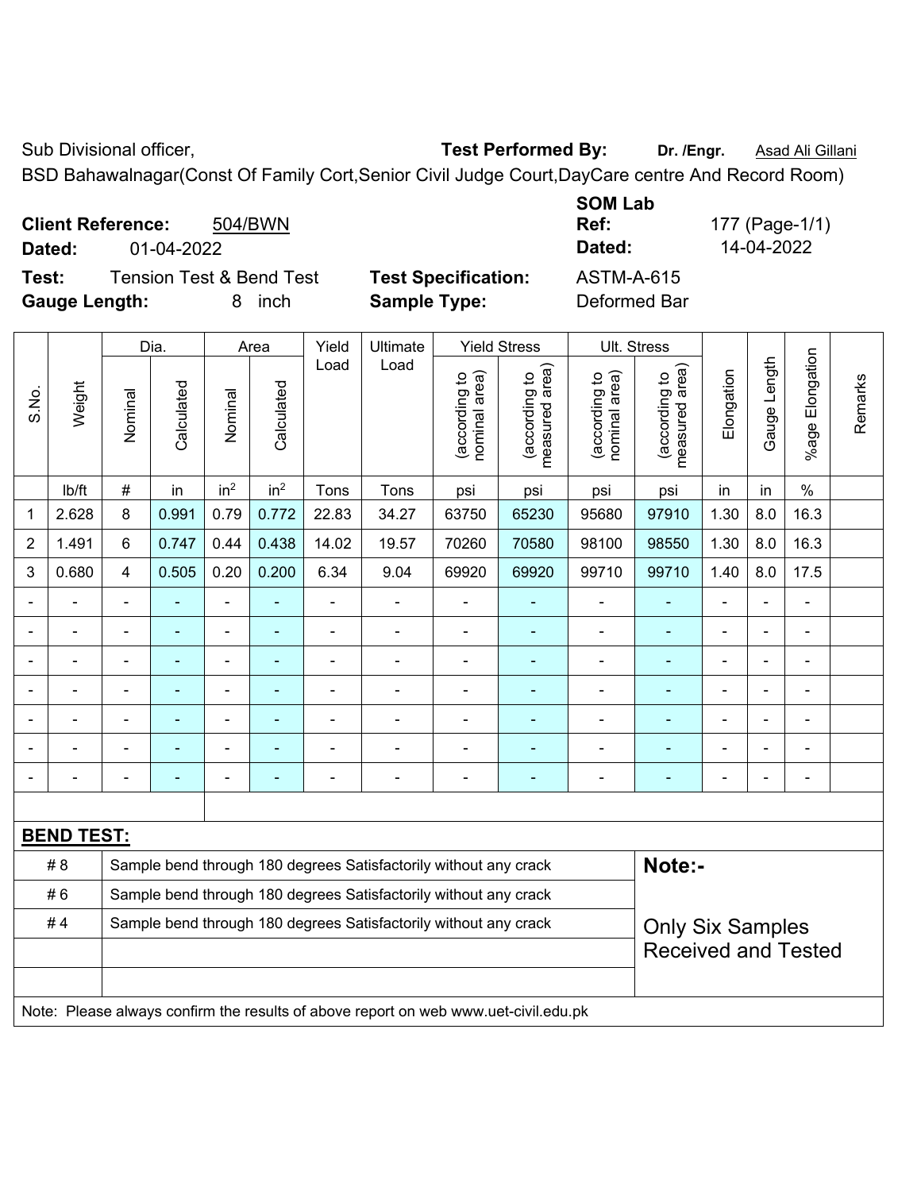Sub Divisional officer, **Test Performed By:** **Dr. /Engr.** Asad Ali Gillani

BSD Bahawalnagar(Const Of Family Cort,Senior Civil Judge Court,DayCare centre And Record Room)

| | | | |
|---|---|---|---|
| **Client Reference:** | 504/BWN | **SOM Lab Ref:** | 177 (Page-1/1) |
| **Dated:** | 01-04-2022 | **Dated:** | 14-04-2022 |
| **Test:** | Tension Test & Bend Test | **Test Specification:** | ASTM-A-615 |
| **Gauge Length:** | 8 inch | **Sample Type:** | Deformed Bar |

| S.No. | Weight | Dia. | | Area | | Yield Load | Ultimate Load | Yield Stress | | Ult. Stress | | Elongation | Gauge Length | %age Elongation | Remarks |
|---|---|---|---|---|---|---|---|---|---|---|---|---|---|---|---|
| | | Nominal | Calculated | Nominal | Calculated | | | (according to nominal area) | (according to measured area) | (according to nominal area) | (according to measured area) | | | | |
| | lb/ft | # | in | in$^2$ | in$^2$ | Tons | Tons | psi | psi | psi | psi | in | in | % | |
| 1 | 2.628 | 8 | 0.991 | 0.79 | 0.772 | 22.83 | 34.27 | 63750 | 65230 | 95680 | 97910 | 1.30 | 8.0 | 16.3 | |
| 2 | 1.491 | 6 | 0.747 | 0.44 | 0.438 | 14.02 | 19.57 | 70260 | 70580 | 98100 | 98550 | 1.30 | 8.0 | 16.3 | |
| 3 | 0.680 | 4 | 0.505 | 0.20 | 0.200 | 6.34 | 9.04 | 69920 | 69920 | 99710 | 99710 | 1.40 | 8.0 | 17.5 | |
| - | - | - | - | - | - | - | - | - | - | - | - | - | - | - | |
| - | - | - | - | - | - | - | - | - | - | - | - | - | - | - | |
| - | - | - | - | - | - | - | - | - | - | - | - | - | - | - | |
| - | - | - | - | - | - | - | - | - | - | - | - | - | - | - | |
| - | - | - | - | - | - | - | - | - | - | - | - | - | - | - | |
| - | - | - | - | - | - | - | - | - | - | - | - | - | - | - | |
| - | - | - | - | - | - | - | - | - | - | - | - | - | - | - | |

**BEND TEST:**

| | | |
|---|---|---|
| # 8 | Sample bend through 180 degrees Satisfactorily without any crack | **Note:-** |
| # 6 | Sample bend through 180 degrees Satisfactorily without any crack | |
| # 4 | Sample bend through 180 degrees Satisfactorily without any crack | Only Six Samples Received and Tested |
| | | |
| | | |

Note: Please always confirm the results of above report on web www.uet-civil.edu.pk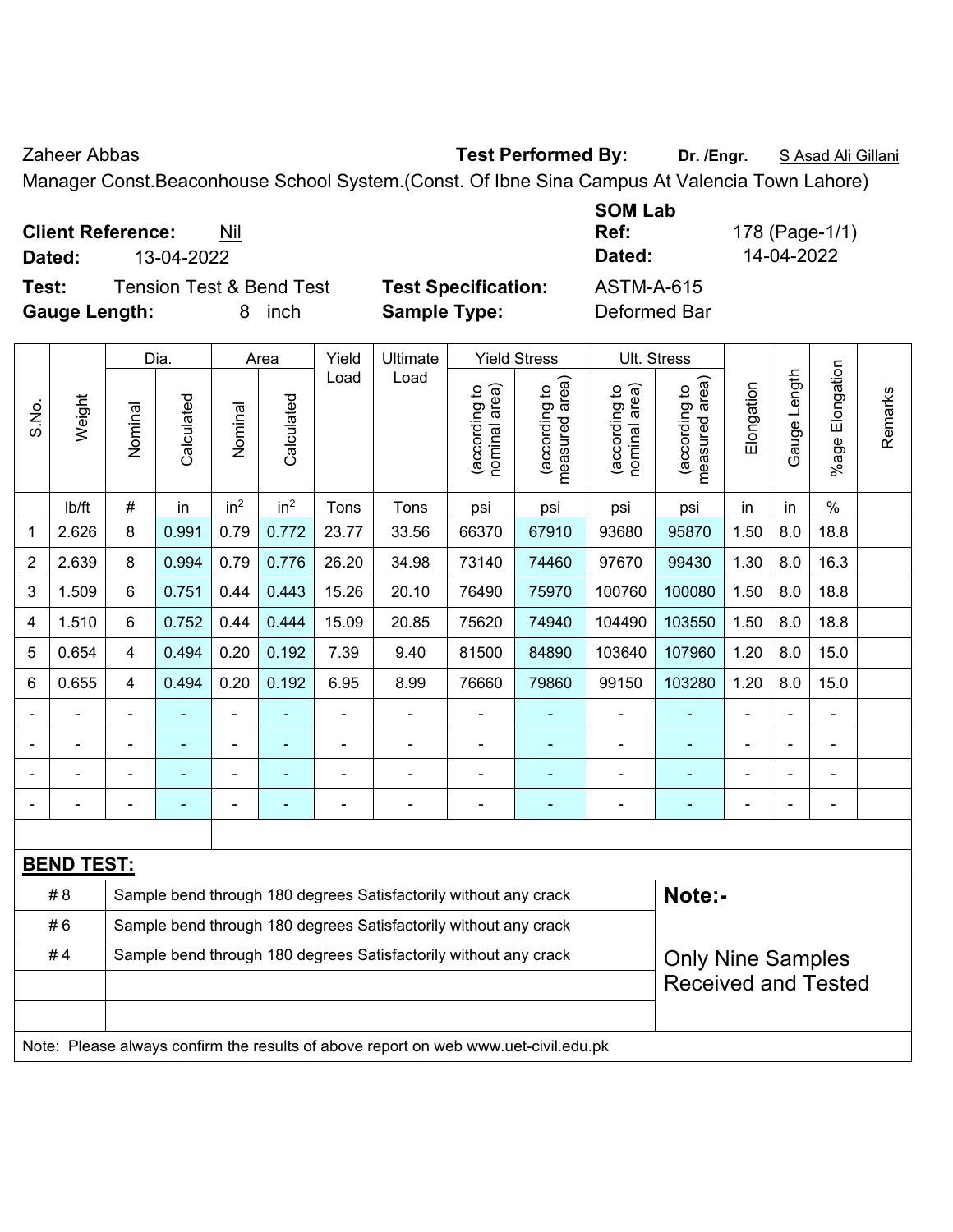Zaheer Abbas **Test Performed By:** **Dr. /Engr.** S Asad Ali Gillani

Manager Const.Beaconhouse School System.(Const. Of Ibne Sina Campus At Valencia Town Lahore)

**SOM Lab**

**Client Reference:** Nil **Ref:** 178 (Page-1/1)

**Dated:** 13-04-2022 **Dated:** 14-04-2022

**Test:** Tension Test & Bend Test **Test Specification:** ASTM-A-615

**Gauge Length:** 8 inch **Sample Type:** Deformed Bar

| S.No. | Weight | Dia. | | Area | | Yield Load | Ultimate Load | Yield Stress | | Ult. Stress | | Elongation | Gauge Length | %age Elongation | Remarks |
|---|---|---|---|---|---|---|---|---|---|---|---|---|---|---|---|
| | | Nominal | Calculated | Nominal | Calculated | | | (according to nominal area) | (according to measured area) | (according to nominal area) | (according to measured area) | | | | |
| | lb/ft | # | in | $in^2$ | $in^2$ | Tons | Tons | psi | psi | psi | psi | in | in | % | |
| 1 | 2.626 | 8 | 0.991 | 0.79 | 0.772 | 23.77 | 33.56 | 66370 | 67910 | 93680 | 95870 | 1.50 | 8.0 | 18.8 | |
| 2 | 2.639 | 8 | 0.994 | 0.79 | 0.776 | 26.20 | 34.98 | 73140 | 74460 | 97670 | 99430 | 1.30 | 8.0 | 16.3 | |
| 3 | 1.509 | 6 | 0.751 | 0.44 | 0.443 | 15.26 | 20.10 | 76490 | 75970 | 100760 | 100080 | 1.50 | 8.0 | 18.8 | |
| 4 | 1.510 | 6 | 0.752 | 0.44 | 0.444 | 15.09 | 20.85 | 75620 | 74940 | 104490 | 103550 | 1.50 | 8.0 | 18.8 | |
| 5 | 0.654 | 4 | 0.494 | 0.20 | 0.192 | 7.39 | 9.40 | 81500 | 84890 | 103640 | 107960 | 1.20 | 8.0 | 15.0 | |
| 6 | 0.655 | 4 | 0.494 | 0.20 | 0.192 | 6.95 | 8.99 | 76660 | 79860 | 99150 | 103280 | 1.20 | 8.0 | 15.0 | |
| - | - | - | - | - | - | - | - | - | - | - | - | - | - | - | |
| - | - | - | - | - | - | - | - | - | - | - | - | - | - | - | |
| - | - | - | - | - | - | - | - | - | - | - | - | - | - | - | |
| - | - | - | - | - | - | - | - | - | - | - | - | - | - | - | |

**BEND TEST:**

| | | |
|---|---|---|
| # 8 | Sample bend through 180 degrees Satisfactorily without any crack | **Note:-** |
| # 6 | Sample bend through 180 degrees Satisfactorily without any crack | |
| # 4 | Sample bend through 180 degrees Satisfactorily without any crack | Only Nine Samples Received and Tested |

Note: Please always confirm the results of above report on web www.uet-civil.edu.pk